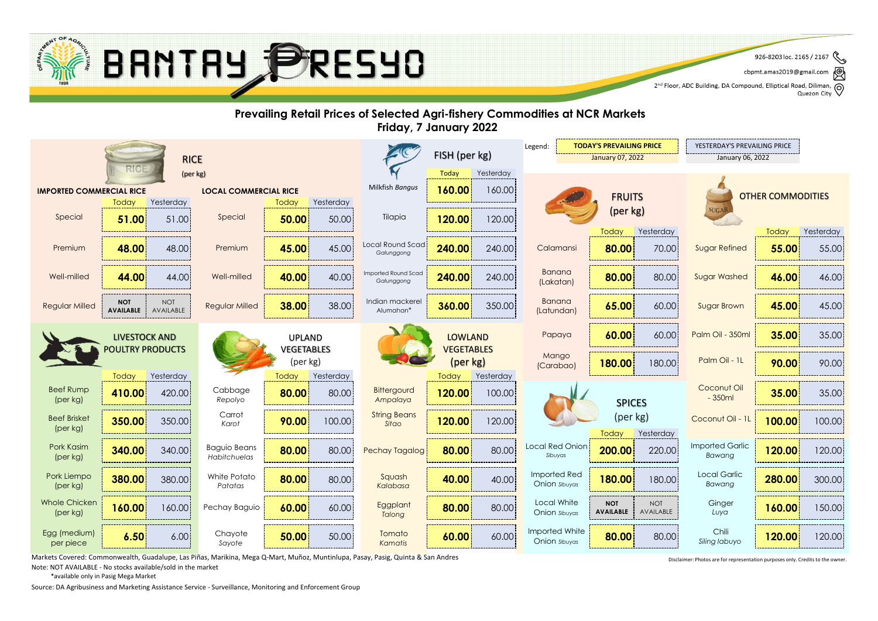# BANTAY PRESYO

926-8203 loc. 2165 / 2167

cbpmt.amas2019@gmail.com

2nd Floor, ADC Building, DA Compound, Elliptical Road, Diliman, Quezon City

## Prevailing Retail Prices of Selected Agri-fishery Commodities at NCR Markets
## Friday, 7 January 2022

Legend: TODAY'S PREVAILING PRICE January 07, 2022 | YESTERDAY'S PREVAILING PRICE January 06, 2022

### RICE (per kg)

| IMPORTED COMMERCIAL RICE | Today | Yesterday | LOCAL COMMERCIAL RICE | Today | Yesterday |
|---|---|---|---|---|---|
| Special | 51.00 | 51.00 | Special | 50.00 | 50.00 |
| Premium | 48.00 | 48.00 | Premium | 45.00 | 45.00 |
| Well-milled | 44.00 | 44.00 | Well-milled | 40.00 | 40.00 |
| Regular Milled | NOT AVAILABLE | NOT AVAILABLE | Regular Milled | 38.00 | 38.00 |

### FISH (per kg)

| | Today | Yesterday |
|---|---|---|
| Milkfish *Bangus* | 160.00 | 160.00 |
| Tilapia | 120.00 | 120.00 |
| Local Round Scad *Galunggong* | 240.00 | 240.00 |
| Imported Round Scad *Galunggong* | 240.00 | 240.00 |
| Indian mackerel *Alumahan** | 360.00 | 350.00 |

### LIVESTOCK AND POULTRY PRODUCTS

| | Today | Yesterday |
|---|---|---|
| Beef Rump (per kg) | 410.00 | 420.00 |
| Beef Brisket (per kg) | 350.00 | 350.00 |
| Pork Kasim (per kg) | 340.00 | 340.00 |
| Pork Liempo (per kg) | 380.00 | 380.00 |
| Whole Chicken (per kg) | 160.00 | 160.00 |
| Egg (medium) per piece | 6.50 | 6.00 |

### UPLAND VEGETABLES (per kg)

| | Today | Yesterday |
|---|---|---|
| Cabbage *Repolyo* | 80.00 | 80.00 |
| Carrot *Karot* | 90.00 | 100.00 |
| Baguio Beans *Habitchuelas* | 80.00 | 80.00 |
| White Potato *Patatas* | 80.00 | 80.00 |
| Pechay Baguio | 60.00 | 60.00 |
| Chayote *Sayote* | 50.00 | 50.00 |

### LOWLAND VEGETABLES (per kg)

| | Today | Yesterday |
|---|---|---|
| Bittergourd *Ampalaya* | 120.00 | 100.00 |
| String Beans *Sitao* | 120.00 | 120.00 |
| Pechay Tagalog | 80.00 | 80.00 |
| Squash *Kalabasa* | 40.00 | 40.00 |
| Eggplant *Talong* | 80.00 | 80.00 |
| Tomato *Kamatis* | 60.00 | 60.00 |

### FRUITS (per kg)

| | Today | Yesterday |
|---|---|---|
| Calamansi | 80.00 | 70.00 |
| Banana (Lakatan) | 80.00 | 80.00 |
| Banana (Latundan) | 65.00 | 60.00 |
| Papaya | 60.00 | 60.00 |
| Mango (Carabao) | 180.00 | 180.00 |

### SPICES (per kg)

| | Today | Yesterday |
|---|---|---|
| Local Red Onion *Sibuyas* | 200.00 | 220.00 |
| Imported Red Onion *Sibuyas* | 180.00 | 180.00 |
| Local White Onion *Sibuyas* | NOT AVAILABLE | NOT AVAILABLE |
| Imported White Onion *Sibuyas* | 80.00 | 80.00 |

### OTHER COMMODITIES

| | Today | Yesterday |
|---|---|---|
| Sugar Refined | 55.00 | 55.00 |
| Sugar Washed | 46.00 | 46.00 |
| Sugar Brown | 45.00 | 45.00 |
| Palm Oil - 350ml | 35.00 | 35.00 |
| Palm Oil - 1L | 90.00 | 90.00 |
| Coconut Oil - 350ml | 35.00 | 35.00 |
| Coconut Oil - 1L | 100.00 | 100.00 |
| Imported Garlic *Bawang* | 120.00 | 120.00 |
| Local Garlic *Bawang* | 280.00 | 300.00 |
| Ginger *Luya* | 160.00 | 150.00 |
| Chili *Siling labuyo* | 120.00 | 120.00 |

Markets Covered: Commonwealth, Guadalupe, Las Piñas, Marikina, Mega Q-Mart, Muñoz, Muntinlupa, Pasay, Pasig, Quinta & San Andres

Note: NOT AVAILABLE - No stocks available/sold in the market

*available only in Pasig Mega Market

Source: DA Agribusiness and Marketing Assistance Service - Surveillance, Monitoring and Enforcement Group

Disclaimer: Photos are for representation purposes only. Credits to the owner.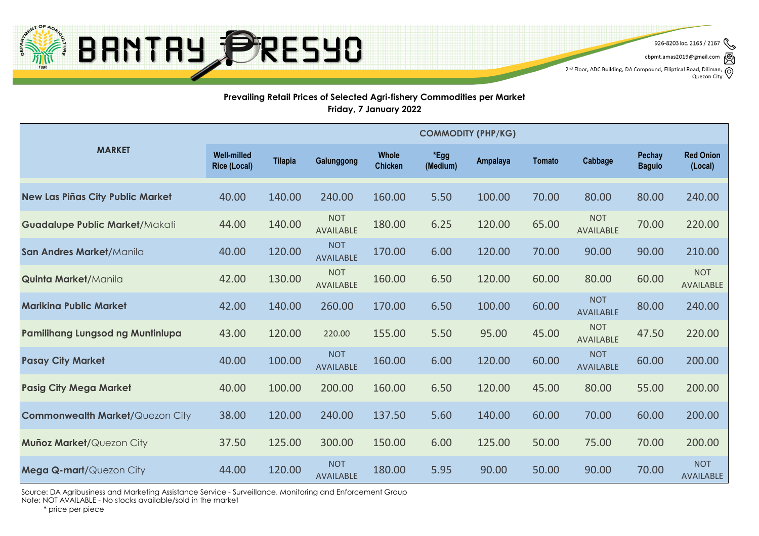**Prevailing Retail Prices of Selected Agri-fishery Commodities per Market**
**Friday, 7 January 2022**

| MARKET | COMMODITY (PHP/KG) | | | | | | | | | |
|---|---|---|---|---|---|---|---|---|---|---|
| | Well-milled Rice (Local) | Tilapia | Galunggong | Whole Chicken | *Egg (Medium) | Ampalaya | Tomato | Cabbage | Pechay Baguio | Red Onion (Local) |
| **New Las Piñas City Public Market** | 40.00 | 140.00 | 240.00 | 160.00 | 5.50 | 100.00 | 70.00 | 80.00 | 80.00 | 240.00 |
| **Guadalupe Public Market**/Makati | 44.00 | 140.00 | NOT AVAILABLE | 180.00 | 6.25 | 120.00 | 65.00 | NOT AVAILABLE | 70.00 | 220.00 |
| **San Andres Market**/Manila | 40.00 | 120.00 | NOT AVAILABLE | 170.00 | 6.00 | 120.00 | 70.00 | 90.00 | 90.00 | 210.00 |
| **Quinta Market**/Manila | 42.00 | 130.00 | NOT AVAILABLE | 160.00 | 6.50 | 120.00 | 60.00 | 80.00 | 60.00 | NOT AVAILABLE |
| **Marikina Public Market** | 42.00 | 140.00 | 260.00 | 170.00 | 6.50 | 100.00 | 60.00 | NOT AVAILABLE | 80.00 | 240.00 |
| **Pamilihang Lungsod ng Muntinlupa** | 43.00 | 120.00 | 220.00 | 155.00 | 5.50 | 95.00 | 45.00 | NOT AVAILABLE | 47.50 | 220.00 |
| **Pasay City Market** | 40.00 | 100.00 | NOT AVAILABLE | 160.00 | 6.00 | 120.00 | 60.00 | NOT AVAILABLE | 60.00 | 200.00 |
| **Pasig City Mega Market** | 40.00 | 100.00 | 200.00 | 160.00 | 6.50 | 120.00 | 45.00 | 80.00 | 55.00 | 200.00 |
| **Commonwealth Market**/Quezon City | 38.00 | 120.00 | 240.00 | 137.50 | 5.60 | 140.00 | 60.00 | 70.00 | 60.00 | 200.00 |
| **Muñoz Market**/Quezon City | 37.50 | 125.00 | 300.00 | 150.00 | 6.00 | 125.00 | 50.00 | 75.00 | 70.00 | 200.00 |
| **Mega Q-mart**/Quezon City | 44.00 | 120.00 | NOT AVAILABLE | 180.00 | 5.95 | 90.00 | 50.00 | 90.00 | 70.00 | NOT AVAILABLE |

Source: DA Agribusiness and Marketing Assistance Service - Surveillance, Monitoring and Enforcement Group
Note: NOT AVAILABLE - No stocks available/sold in the market
* price per piece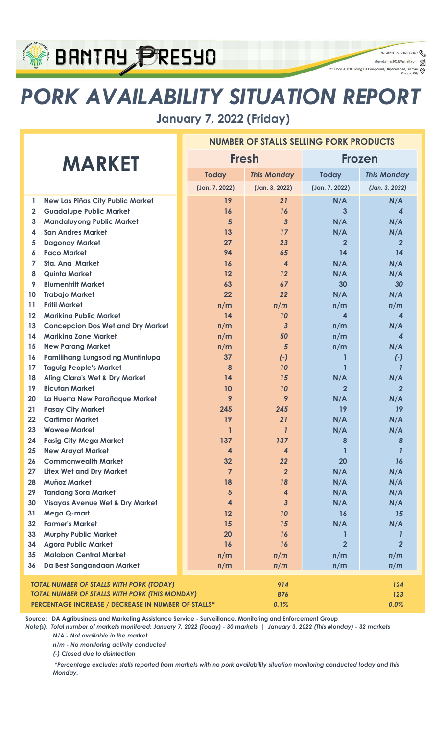BANTAY PRESYO

926-8203 loc. 2165 / 2167
cbpmt.amas2019@gmail.com
2nd Floor, ADC Building, DA Compound, Elliptical Road, Diliman, Quezon City

# PORK AVAILABILITY SITUATION REPORT

## January 7, 2022 (Friday)

| | MARKET | NUMBER OF STALLS SELLING PORK PRODUCTS | | | |
|---|---|---|---|---|---|
| | | Fresh | | Frozen | |
| | | Today (Jan. 7, 2022) | *This Monday (Jan. 3, 2022)* | Today (Jan. 7, 2022) | *This Monday (Jan. 3, 2022)* |
| 1 | New Las Piñas City Public Market | 19 | *21* | N/A | *N/A* |
| 2 | Guadalupe Public Market | 16 | *16* | 3 | *4* |
| 3 | Mandaluyong Public Market | 5 | *3* | N/A | *N/A* |
| 4 | San Andres Market | 13 | *17* | N/A | *N/A* |
| 5 | Dagonoy Market | 27 | *23* | 2 | *2* |
| 6 | Paco Market | 94 | *65* | 14 | *14* |
| 7 | Sta. Ana Market | 16 | *4* | N/A | *N/A* |
| 8 | Quinta Market | 12 | *12* | N/A | *N/A* |
| 9 | Blumentritt Market | 63 | *67* | 30 | *30* |
| 10 | Trabajo Market | 22 | *22* | N/A | *N/A* |
| 11 | Pritil Market | n/m | *n/m* | n/m | *n/m* |
| 12 | Marikina Public Market | 14 | *10* | 4 | *4* |
| 13 | Concepcion Dos Wet and Dry Market | n/m | *3* | n/m | *N/A* |
| 14 | Marikina Zone Market | n/m | *50* | n/m | *4* |
| 15 | New Parang Market | n/m | *5* | n/m | *N/A* |
| 16 | Pamilihang Lungsod ng Muntinlupa | 37 | *(-)* | 1 | *(-)* |
| 17 | Taguig People's Market | 8 | *10* | 1 | *1* |
| 18 | Aling Clara's Wet & Dry Market | 14 | *15* | N/A | *N/A* |
| 19 | Bicutan Market | 10 | *10* | 2 | *2* |
| 20 | La Huerta New Parañaque Market | 9 | *9* | N/A | *N/A* |
| 21 | Pasay City Market | 245 | *245* | 19 | *19* |
| 22 | Cartimar Market | 19 | *21* | N/A | *N/A* |
| 23 | Wowee Market | 1 | *1* | N/A | *N/A* |
| 24 | Pasig City Mega Market | 137 | *137* | 8 | *8* |
| 25 | New Arayat Market | 4 | *4* | 1 | *1* |
| 26 | Commonwealth Market | 32 | *22* | 20 | *16* |
| 27 | Litex Wet and Dry Market | 7 | *2* | N/A | *N/A* |
| 28 | Muñoz Market | 18 | *18* | N/A | *N/A* |
| 29 | Tandang Sora Market | 5 | *4* | N/A | *N/A* |
| 30 | Visayas Avenue Wet & Dry Market | 4 | *3* | N/A | *N/A* |
| 31 | Mega Q-mart | 12 | *10* | 16 | *15* |
| 32 | Farmer's Market | 15 | *15* | N/A | *N/A* |
| 33 | Murphy Public Market | 20 | *16* | 1 | *1* |
| 34 | Agora Public Market | 16 | *16* | 2 | *2* |
| 35 | Malabon Central Market | n/m | *n/m* | n/m | *n/m* |
| 36 | Da Best Sangandaan Market | n/m | *n/m* | n/m | *n/m* |
| | *TOTAL NUMBER OF STALLS WITH PORK (TODAY)* | *914* | | *124* | |
| | *TOTAL NUMBER OF STALLS WITH PORK (THIS MONDAY)* | *876* | | *123* | |
| | PERCENTAGE INCREASE / DECREASE IN NUMBER OF STALLS* | *0.1%* | | *0.0%* | |

**Source:** DA Agribusiness and Marketing Assistance Service - Surveillance, Monitoring and Enforcement Group

*Note(s): Total number of markets monitored: January 7, 2022 (Today) - 30 markets | January 3, 2022 (This Monday) - 32 markets*

*N/A - Not available in the market*

*n/m - No monitoring activity conducted*

*(-) Closed due to disinfection*

**Percentage excludes stalls reported from markets with no pork availability situation monitoring conducted today and this Monday.*